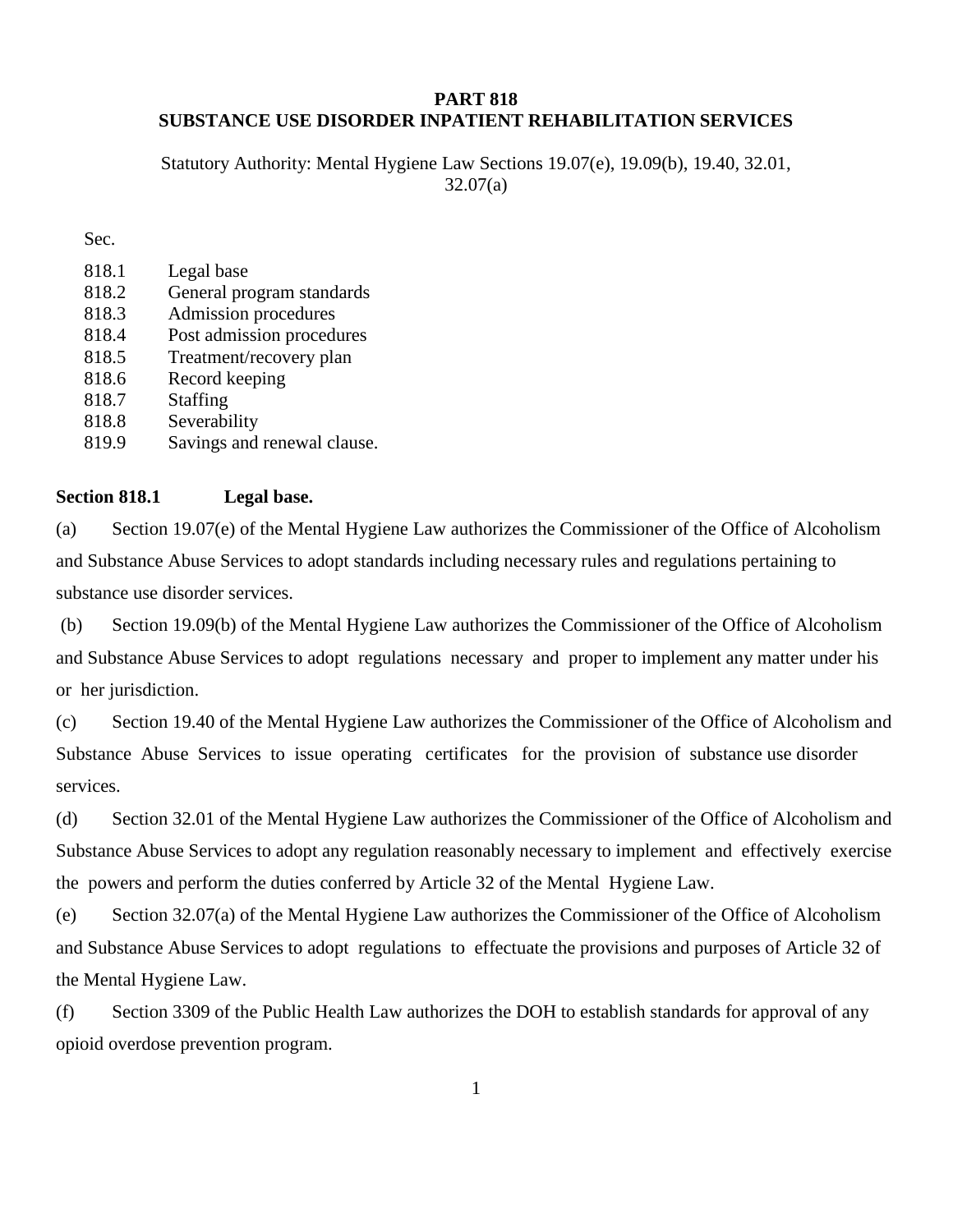# PART 818
# SUBSTANCE USE DISORDER INPATIENT REHABILITATION SERVICES

Statutory Authority: Mental Hygiene Law Sections 19.07(e), 19.09(b), 19.40, 32.01, 32.07(a)

Sec.

| | |
|---|---|
| 818.1 | Legal base |
| 818.2 | General program standards |
| 818.3 | Admission procedures |
| 818.4 | Post admission procedures |
| 818.5 | Treatment/recovery plan |
| 818.6 | Record keeping |
| 818.7 | Staffing |
| 818.8 | Severability |
| 819.9 | Savings and renewal clause. |

**Section 818.1 Legal base.**

(a) Section 19.07(e) of the Mental Hygiene Law authorizes the Commissioner of the Office of Alcoholism and Substance Abuse Services to adopt standards including necessary rules and regulations pertaining to substance use disorder services.

(b) Section 19.09(b) of the Mental Hygiene Law authorizes the Commissioner of the Office of Alcoholism and Substance Abuse Services to adopt regulations necessary and proper to implement any matter under his or her jurisdiction.

(c) Section 19.40 of the Mental Hygiene Law authorizes the Commissioner of the Office of Alcoholism and Substance Abuse Services to issue operating certificates for the provision of substance use disorder services.

(d) Section 32.01 of the Mental Hygiene Law authorizes the Commissioner of the Office of Alcoholism and Substance Abuse Services to adopt any regulation reasonably necessary to implement and effectively exercise the powers and perform the duties conferred by Article 32 of the Mental Hygiene Law.

(e) Section 32.07(a) of the Mental Hygiene Law authorizes the Commissioner of the Office of Alcoholism and Substance Abuse Services to adopt regulations to effectuate the provisions and purposes of Article 32 of the Mental Hygiene Law.

(f) Section 3309 of the Public Health Law authorizes the DOH to establish standards for approval of any opioid overdose prevention program.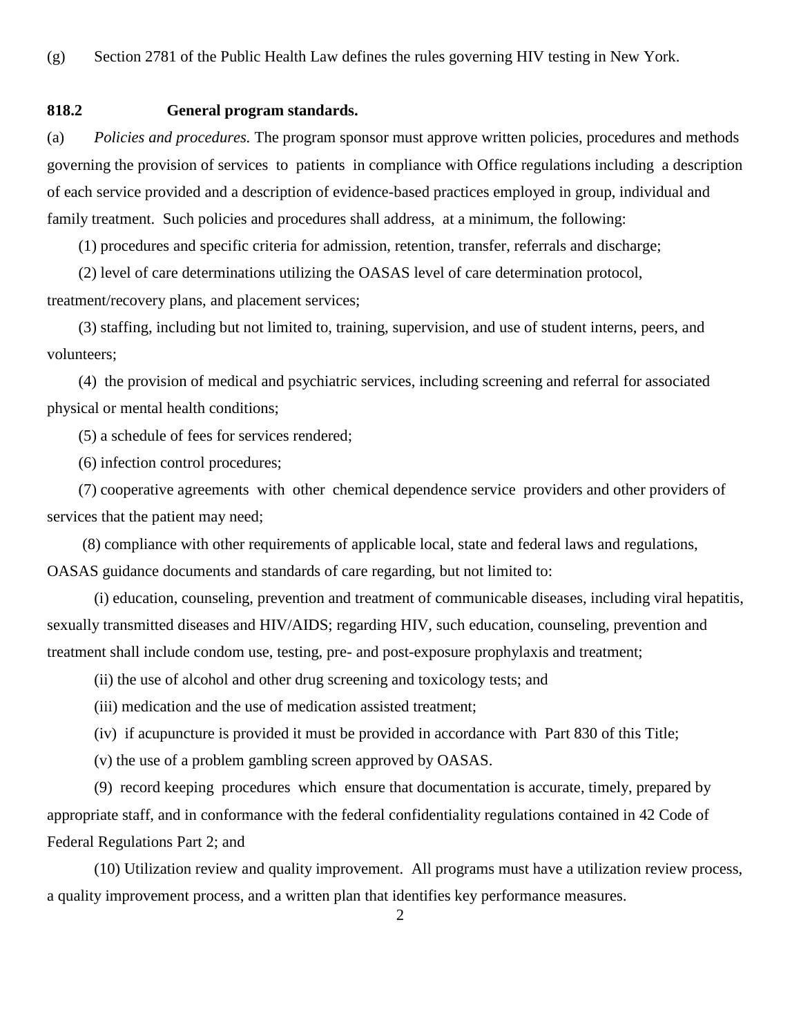(g) Section 2781 of the Public Health Law defines the rules governing HIV testing in New York.

**818.2 General program standards.**

(a) *Policies and procedures.* The program sponsor must approve written policies, procedures and methods governing the provision of services to patients in compliance with Office regulations including a description of each service provided and a description of evidence-based practices employed in group, individual and family treatment. Such policies and procedures shall address, at a minimum, the following:

(1) procedures and specific criteria for admission, retention, transfer, referrals and discharge;

(2) level of care determinations utilizing the OASAS level of care determination protocol, treatment/recovery plans, and placement services;

(3) staffing, including but not limited to, training, supervision, and use of student interns, peers, and volunteers;

(4) the provision of medical and psychiatric services, including screening and referral for associated physical or mental health conditions;

(5) a schedule of fees for services rendered;

(6) infection control procedures;

(7) cooperative agreements with other chemical dependence service providers and other providers of services that the patient may need;

(8) compliance with other requirements of applicable local, state and federal laws and regulations, OASAS guidance documents and standards of care regarding, but not limited to:

(i) education, counseling, prevention and treatment of communicable diseases, including viral hepatitis, sexually transmitted diseases and HIV/AIDS; regarding HIV, such education, counseling, prevention and treatment shall include condom use, testing, pre- and post-exposure prophylaxis and treatment;

(ii) the use of alcohol and other drug screening and toxicology tests; and

(iii) medication and the use of medication assisted treatment;

(iv) if acupuncture is provided it must be provided in accordance with Part 830 of this Title;

(v) the use of a problem gambling screen approved by OASAS.

(9) record keeping procedures which ensure that documentation is accurate, timely, prepared by appropriate staff, and in conformance with the federal confidentiality regulations contained in 42 Code of Federal Regulations Part 2; and

(10) Utilization review and quality improvement. All programs must have a utilization review process, a quality improvement process, and a written plan that identifies key performance measures.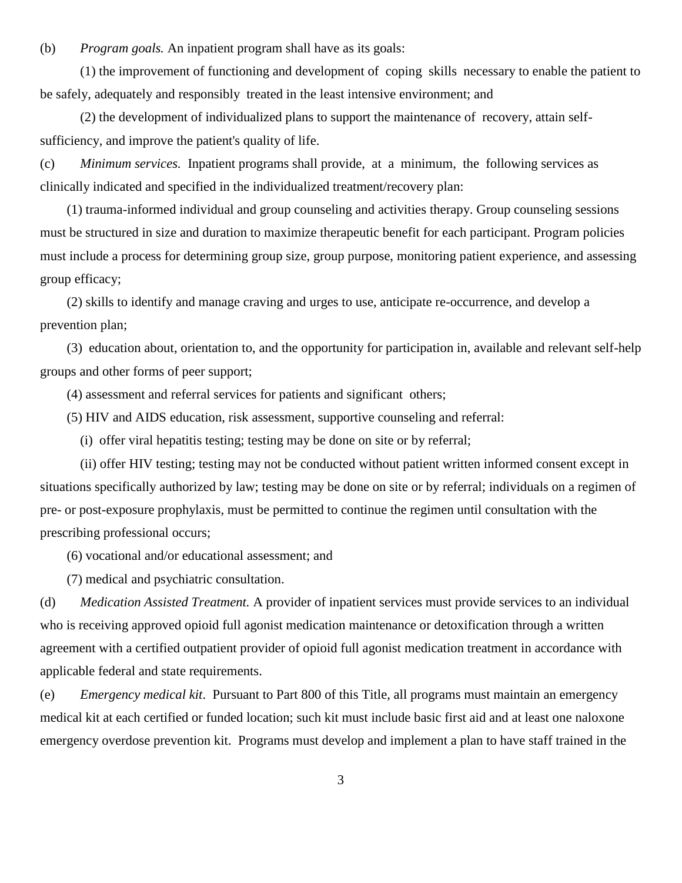(b) *Program goals.* An inpatient program shall have as its goals:

(1) the improvement of functioning and development of coping skills necessary to enable the patient to be safely, adequately and responsibly treated in the least intensive environment; and

(2) the development of individualized plans to support the maintenance of recovery, attain self-sufficiency, and improve the patient's quality of life.

(c) *Minimum services.* Inpatient programs shall provide, at a minimum, the following services as clinically indicated and specified in the individualized treatment/recovery plan:

(1) trauma-informed individual and group counseling and activities therapy. Group counseling sessions must be structured in size and duration to maximize therapeutic benefit for each participant. Program policies must include a process for determining group size, group purpose, monitoring patient experience, and assessing group efficacy;

(2) skills to identify and manage craving and urges to use, anticipate re-occurrence, and develop a prevention plan;

(3) education about, orientation to, and the opportunity for participation in, available and relevant self-help groups and other forms of peer support;

(4) assessment and referral services for patients and significant others;

(5) HIV and AIDS education, risk assessment, supportive counseling and referral:

(i) offer viral hepatitis testing; testing may be done on site or by referral;

(ii) offer HIV testing; testing may not be conducted without patient written informed consent except in situations specifically authorized by law; testing may be done on site or by referral; individuals on a regimen of pre- or post-exposure prophylaxis, must be permitted to continue the regimen until consultation with the prescribing professional occurs;

(6) vocational and/or educational assessment; and

(7) medical and psychiatric consultation.

(d) *Medication Assisted Treatment.* A provider of inpatient services must provide services to an individual who is receiving approved opioid full agonist medication maintenance or detoxification through a written agreement with a certified outpatient provider of opioid full agonist medication treatment in accordance with applicable federal and state requirements.

(e) *Emergency medical kit*. Pursuant to Part 800 of this Title, all programs must maintain an emergency medical kit at each certified or funded location; such kit must include basic first aid and at least one naloxone emergency overdose prevention kit. Programs must develop and implement a plan to have staff trained in the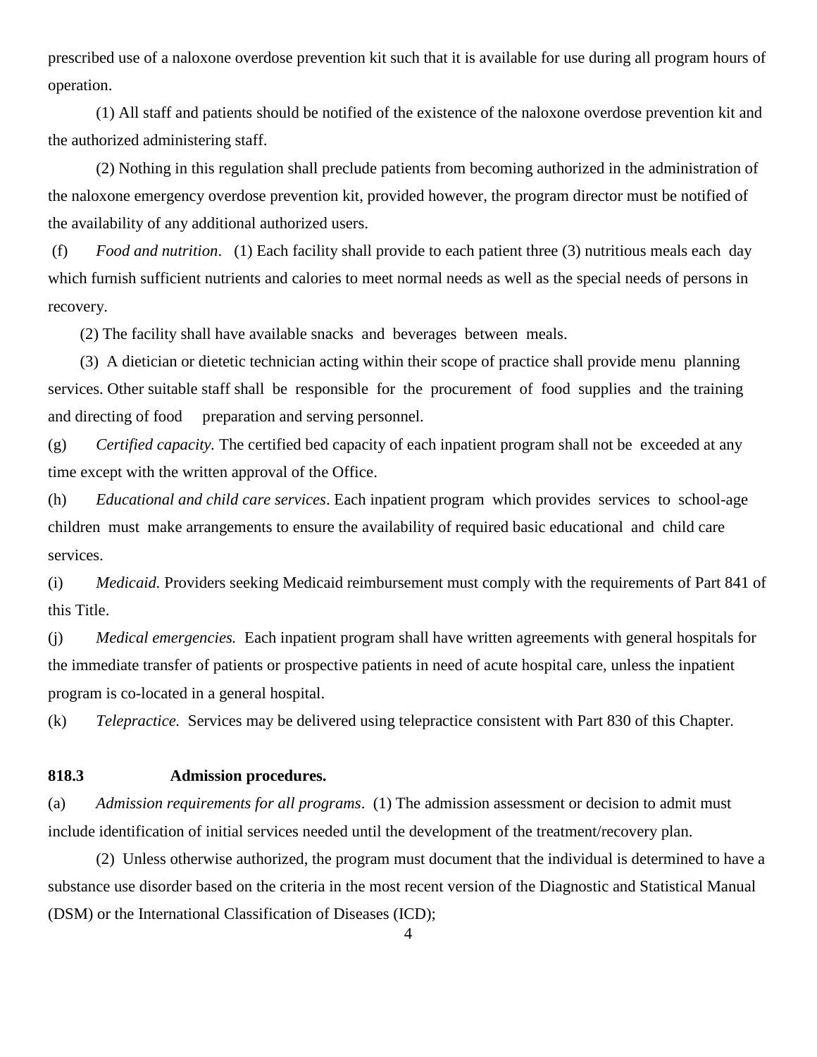prescribed use of a naloxone overdose prevention kit such that it is available for use during all program hours of operation.

(1) All staff and patients should be notified of the existence of the naloxone overdose prevention kit and the authorized administering staff.

(2) Nothing in this regulation shall preclude patients from becoming authorized in the administration of the naloxone emergency overdose prevention kit, provided however, the program director must be notified of the availability of any additional authorized users.

(f) *Food and nutrition*. (1) Each facility shall provide to each patient three (3) nutritious meals each day which furnish sufficient nutrients and calories to meet normal needs as well as the special needs of persons in recovery.

(2) The facility shall have available snacks and beverages between meals.

(3) A dietician or dietetic technician acting within their scope of practice shall provide menu planning services. Other suitable staff shall be responsible for the procurement of food supplies and the training and directing of food preparation and serving personnel.

(g) *Certified capacity.* The certified bed capacity of each inpatient program shall not be exceeded at any time except with the written approval of the Office.

(h) *Educational and child care services*. Each inpatient program which provides services to school-age children must make arrangements to ensure the availability of required basic educational and child care services.

(i) *Medicaid.* Providers seeking Medicaid reimbursement must comply with the requirements of Part 841 of this Title.

(j) *Medical emergencies.* Each inpatient program shall have written agreements with general hospitals for the immediate transfer of patients or prospective patients in need of acute hospital care, unless the inpatient program is co-located in a general hospital.

(k) *Telepractice.* Services may be delivered using telepractice consistent with Part 830 of this Chapter.

**818.3 Admission procedures.**

(a) *Admission requirements for all programs*. (1) The admission assessment or decision to admit must include identification of initial services needed until the development of the treatment/recovery plan.

(2) Unless otherwise authorized, the program must document that the individual is determined to have a substance use disorder based on the criteria in the most recent version of the Diagnostic and Statistical Manual (DSM) or the International Classification of Diseases (ICD);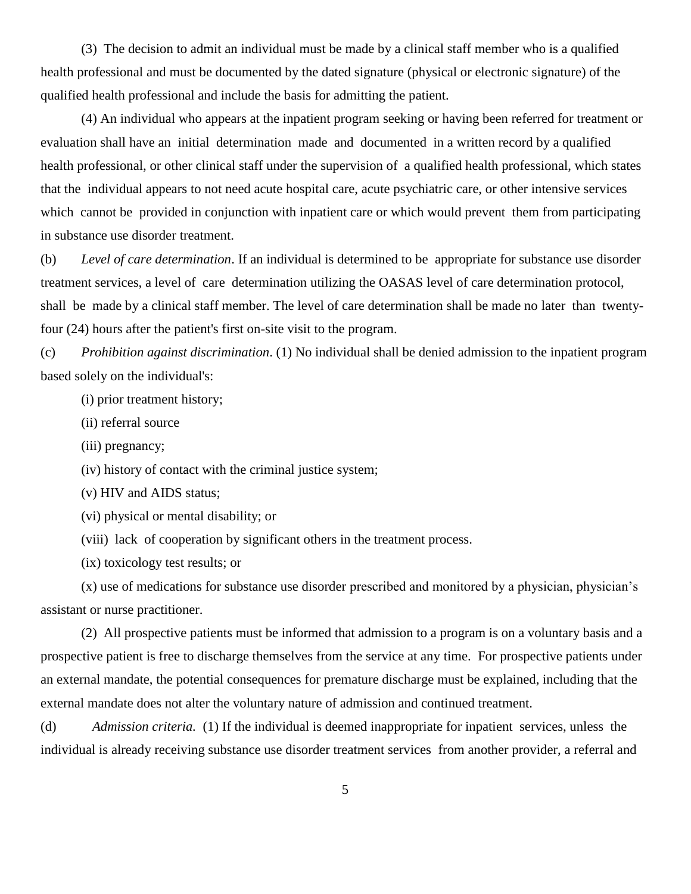(3) The decision to admit an individual must be made by a clinical staff member who is a qualified health professional and must be documented by the dated signature (physical or electronic signature) of the qualified health professional and include the basis for admitting the patient.

(4) An individual who appears at the inpatient program seeking or having been referred for treatment or evaluation shall have an initial determination made and documented in a written record by a qualified health professional, or other clinical staff under the supervision of a qualified health professional, which states that the individual appears to not need acute hospital care, acute psychiatric care, or other intensive services which cannot be provided in conjunction with inpatient care or which would prevent them from participating in substance use disorder treatment.

(b) *Level of care determination*. If an individual is determined to be appropriate for substance use disorder treatment services, a level of care determination utilizing the OASAS level of care determination protocol, shall be made by a clinical staff member. The level of care determination shall be made no later than twenty-four (24) hours after the patient's first on-site visit to the program.

(c) *Prohibition against discrimination*. (1) No individual shall be denied admission to the inpatient program based solely on the individual's:

(i) prior treatment history;

(ii) referral source

(iii) pregnancy;

(iv) history of contact with the criminal justice system;

(v) HIV and AIDS status;

(vi) physical or mental disability; or

(viii) lack of cooperation by significant others in the treatment process.

(ix) toxicology test results; or

(x) use of medications for substance use disorder prescribed and monitored by a physician, physician's assistant or nurse practitioner.

(2) All prospective patients must be informed that admission to a program is on a voluntary basis and a prospective patient is free to discharge themselves from the service at any time. For prospective patients under an external mandate, the potential consequences for premature discharge must be explained, including that the external mandate does not alter the voluntary nature of admission and continued treatment.

(d) *Admission criteria.* (1) If the individual is deemed inappropriate for inpatient services, unless the individual is already receiving substance use disorder treatment services from another provider, a referral and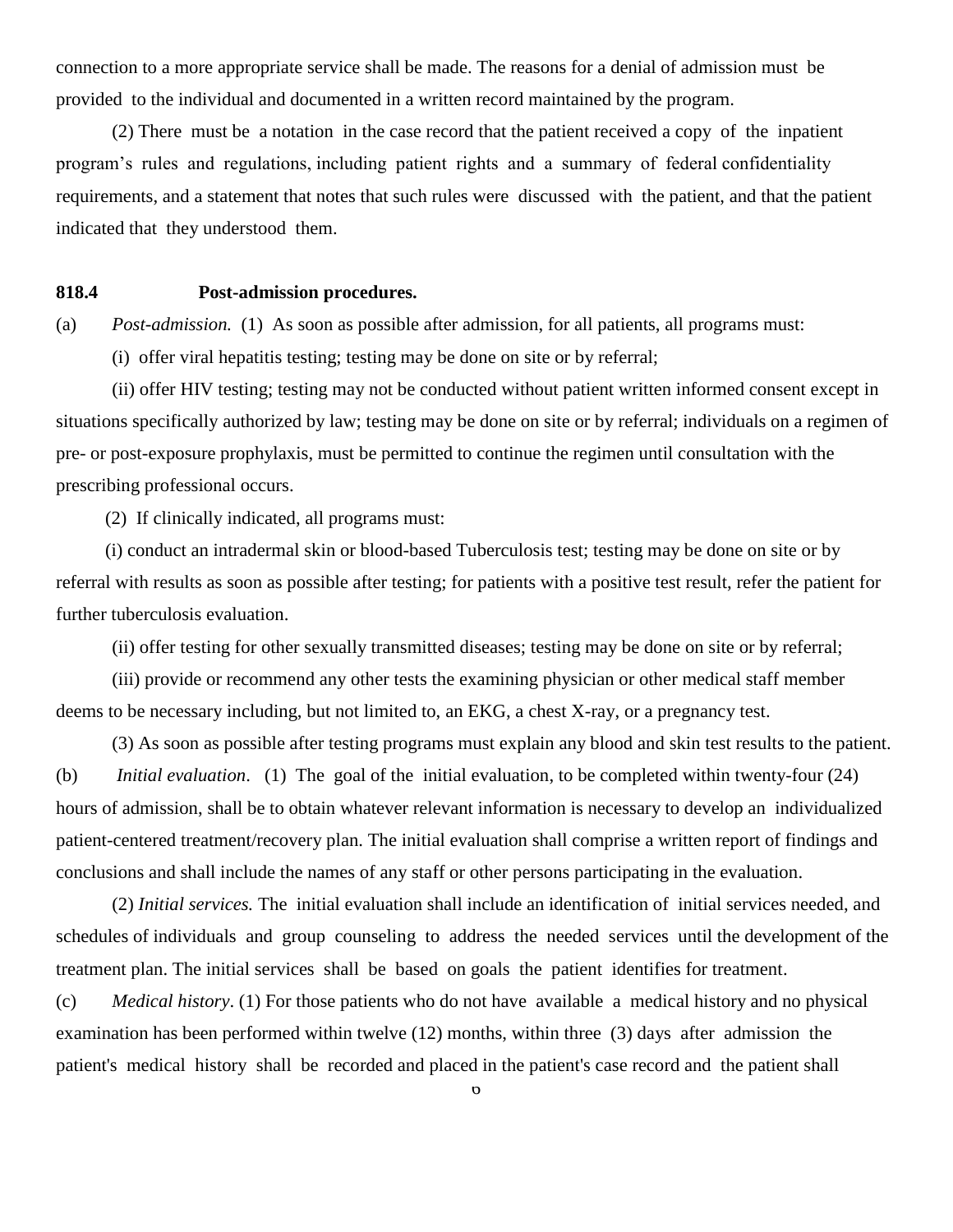connection to a more appropriate service shall be made. The reasons for a denial of admission must be provided to the individual and documented in a written record maintained by the program.

(2) There must be a notation in the case record that the patient received a copy of the inpatient program's rules and regulations, including patient rights and a summary of federal confidentiality requirements, and a statement that notes that such rules were discussed with the patient, and that the patient indicated that they understood them.

**818.4 Post-admission procedures.**

(a) *Post-admission.* (1) As soon as possible after admission, for all patients, all programs must:

(i) offer viral hepatitis testing; testing may be done on site or by referral;

(ii) offer HIV testing; testing may not be conducted without patient written informed consent except in situations specifically authorized by law; testing may be done on site or by referral; individuals on a regimen of pre- or post-exposure prophylaxis, must be permitted to continue the regimen until consultation with the prescribing professional occurs.

(2) If clinically indicated, all programs must:

(i) conduct an intradermal skin or blood-based Tuberculosis test; testing may be done on site or by referral with results as soon as possible after testing; for patients with a positive test result, refer the patient for further tuberculosis evaluation.

(ii) offer testing for other sexually transmitted diseases; testing may be done on site or by referral;

(iii) provide or recommend any other tests the examining physician or other medical staff member deems to be necessary including, but not limited to, an EKG, a chest X-ray, or a pregnancy test.

(3) As soon as possible after testing programs must explain any blood and skin test results to the patient.

(b) *Initial evaluation*. (1) The goal of the initial evaluation, to be completed within twenty-four (24) hours of admission, shall be to obtain whatever relevant information is necessary to develop an individualized patient-centered treatment/recovery plan. The initial evaluation shall comprise a written report of findings and conclusions and shall include the names of any staff or other persons participating in the evaluation.

(2) *Initial services.* The initial evaluation shall include an identification of initial services needed, and schedules of individuals and group counseling to address the needed services until the development of the treatment plan. The initial services shall be based on goals the patient identifies for treatment.

(c) *Medical history*. (1) For those patients who do not have available a medical history and no physical examination has been performed within twelve (12) months, within three (3) days after admission the patient's medical history shall be recorded and placed in the patient's case record and the patient shall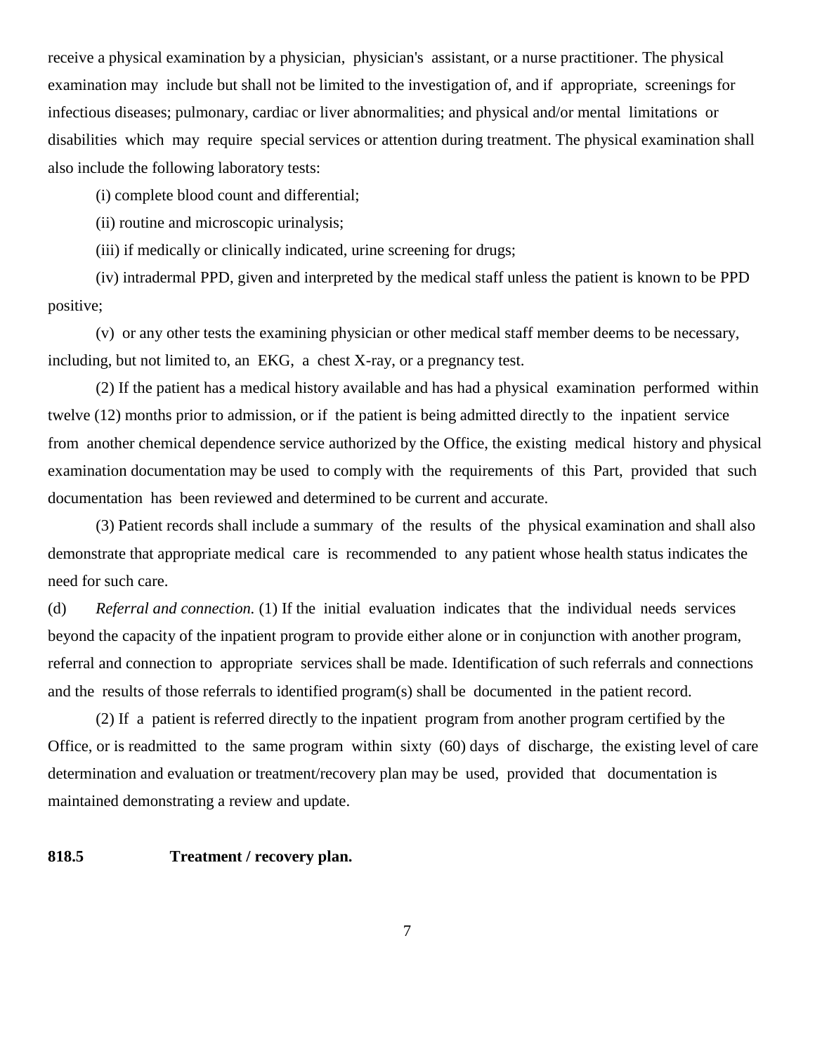receive a physical examination by a physician, physician's assistant, or a nurse practitioner. The physical examination may include but shall not be limited to the investigation of, and if appropriate, screenings for infectious diseases; pulmonary, cardiac or liver abnormalities; and physical and/or mental limitations or disabilities which may require special services or attention during treatment. The physical examination shall also include the following laboratory tests:

(i) complete blood count and differential;

(ii) routine and microscopic urinalysis;

(iii) if medically or clinically indicated, urine screening for drugs;

(iv) intradermal PPD, given and interpreted by the medical staff unless the patient is known to be PPD positive;

(v) or any other tests the examining physician or other medical staff member deems to be necessary, including, but not limited to, an EKG, a chest X-ray, or a pregnancy test.

(2) If the patient has a medical history available and has had a physical examination performed within twelve (12) months prior to admission, or if the patient is being admitted directly to the inpatient service from another chemical dependence service authorized by the Office, the existing medical history and physical examination documentation may be used to comply with the requirements of this Part, provided that such documentation has been reviewed and determined to be current and accurate.

(3) Patient records shall include a summary of the results of the physical examination and shall also demonstrate that appropriate medical care is recommended to any patient whose health status indicates the need for such care.

(d) *Referral and connection.* (1) If the initial evaluation indicates that the individual needs services beyond the capacity of the inpatient program to provide either alone or in conjunction with another program, referral and connection to appropriate services shall be made. Identification of such referrals and connections and the results of those referrals to identified program(s) shall be documented in the patient record.

(2) If a patient is referred directly to the inpatient program from another program certified by the Office, or is readmitted to the same program within sixty (60) days of discharge, the existing level of care determination and evaluation or treatment/recovery plan may be used, provided that documentation is maintained demonstrating a review and update.

**818.5 Treatment / recovery plan.**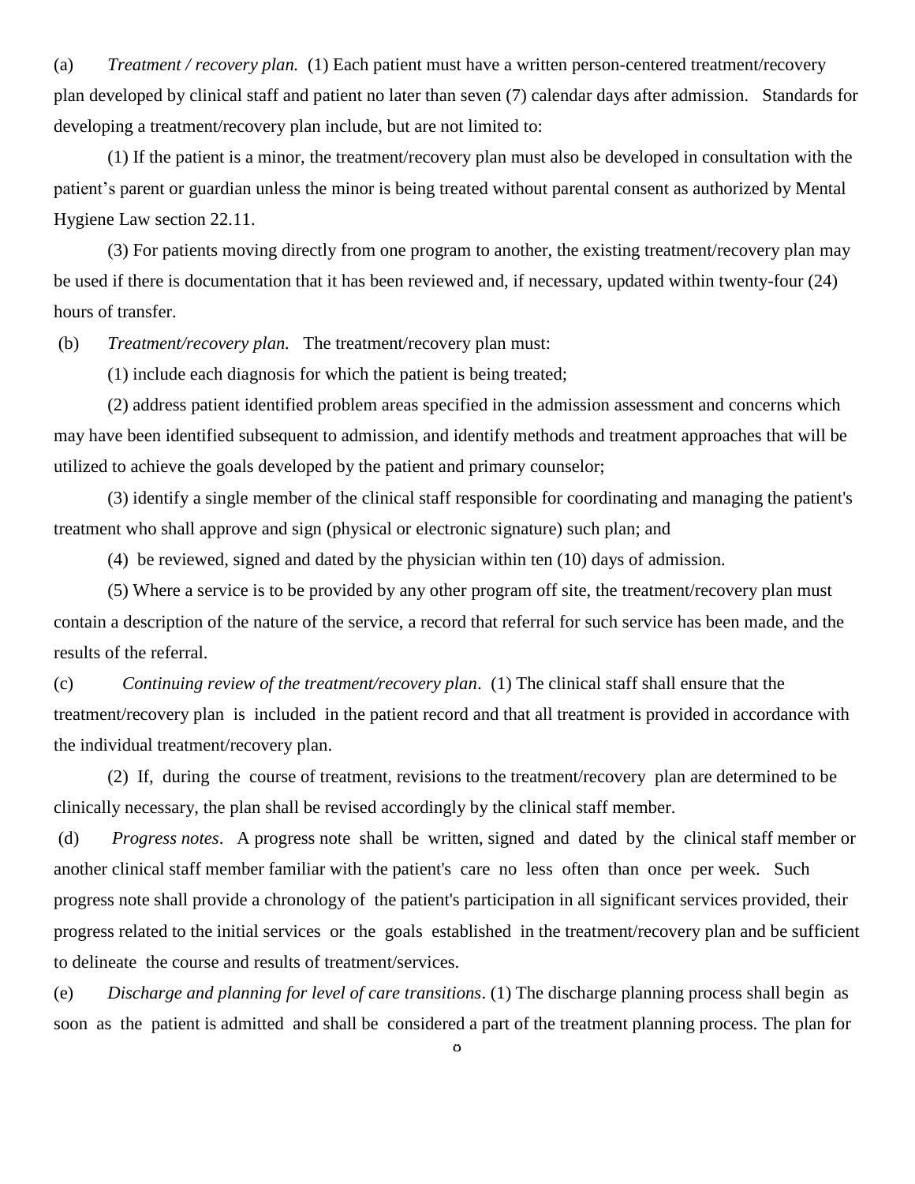(a) *Treatment / recovery plan.* (1) Each patient must have a written person-centered treatment/recovery plan developed by clinical staff and patient no later than seven (7) calendar days after admission. Standards for developing a treatment/recovery plan include, but are not limited to:

(1) If the patient is a minor, the treatment/recovery plan must also be developed in consultation with the patient's parent or guardian unless the minor is being treated without parental consent as authorized by Mental Hygiene Law section 22.11.

(3) For patients moving directly from one program to another, the existing treatment/recovery plan may be used if there is documentation that it has been reviewed and, if necessary, updated within twenty-four (24) hours of transfer.

(b) *Treatment/recovery plan.* The treatment/recovery plan must:

(1) include each diagnosis for which the patient is being treated;

(2) address patient identified problem areas specified in the admission assessment and concerns which may have been identified subsequent to admission, and identify methods and treatment approaches that will be utilized to achieve the goals developed by the patient and primary counselor;

(3) identify a single member of the clinical staff responsible for coordinating and managing the patient's treatment who shall approve and sign (physical or electronic signature) such plan; and

(4) be reviewed, signed and dated by the physician within ten (10) days of admission.

(5) Where a service is to be provided by any other program off site, the treatment/recovery plan must contain a description of the nature of the service, a record that referral for such service has been made, and the results of the referral.

(c) *Continuing review of the treatment/recovery plan*. (1) The clinical staff shall ensure that the treatment/recovery plan is included in the patient record and that all treatment is provided in accordance with the individual treatment/recovery plan.

(2) If, during the course of treatment, revisions to the treatment/recovery plan are determined to be clinically necessary, the plan shall be revised accordingly by the clinical staff member.

(d) *Progress notes*. A progress note shall be written, signed and dated by the clinical staff member or another clinical staff member familiar with the patient's care no less often than once per week. Such progress note shall provide a chronology of the patient's participation in all significant services provided, their progress related to the initial services or the goals established in the treatment/recovery plan and be sufficient to delineate the course and results of treatment/services.

(e) *Discharge and planning for level of care transitions*. (1) The discharge planning process shall begin as soon as the patient is admitted and shall be considered a part of the treatment planning process. The plan for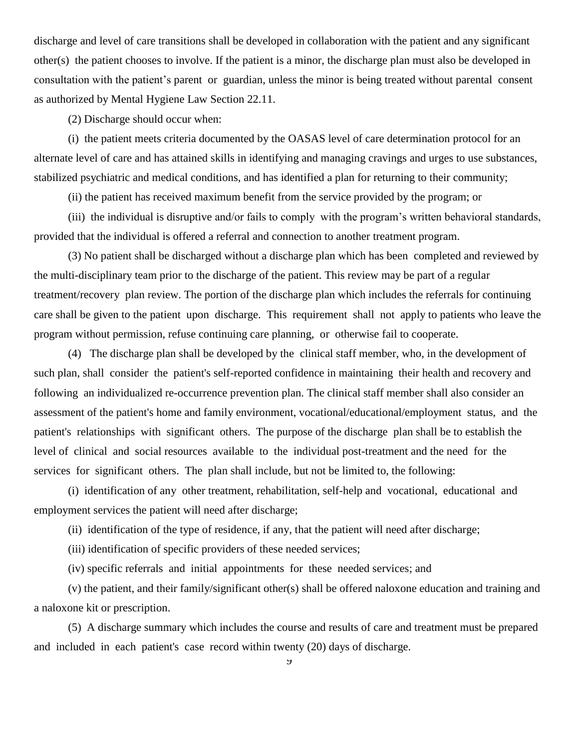discharge and level of care transitions shall be developed in collaboration with the patient and any significant other(s) the patient chooses to involve. If the patient is a minor, the discharge plan must also be developed in consultation with the patient's parent or guardian, unless the minor is being treated without parental consent as authorized by Mental Hygiene Law Section 22.11.

(2) Discharge should occur when:

(i) the patient meets criteria documented by the OASAS level of care determination protocol for an alternate level of care and has attained skills in identifying and managing cravings and urges to use substances, stabilized psychiatric and medical conditions, and has identified a plan for returning to their community;

(ii) the patient has received maximum benefit from the service provided by the program; or

(iii) the individual is disruptive and/or fails to comply with the program's written behavioral standards, provided that the individual is offered a referral and connection to another treatment program.

(3) No patient shall be discharged without a discharge plan which has been completed and reviewed by the multi-disciplinary team prior to the discharge of the patient. This review may be part of a regular treatment/recovery plan review. The portion of the discharge plan which includes the referrals for continuing care shall be given to the patient upon discharge. This requirement shall not apply to patients who leave the program without permission, refuse continuing care planning, or otherwise fail to cooperate.

(4) The discharge plan shall be developed by the clinical staff member, who, in the development of such plan, shall consider the patient's self-reported confidence in maintaining their health and recovery and following an individualized re-occurrence prevention plan. The clinical staff member shall also consider an assessment of the patient's home and family environment, vocational/educational/employment status, and the patient's relationships with significant others. The purpose of the discharge plan shall be to establish the level of clinical and social resources available to the individual post-treatment and the need for the services for significant others. The plan shall include, but not be limited to, the following:

(i) identification of any other treatment, rehabilitation, self-help and vocational, educational and employment services the patient will need after discharge;

(ii) identification of the type of residence, if any, that the patient will need after discharge;

(iii) identification of specific providers of these needed services;

(iv) specific referrals and initial appointments for these needed services; and

(v) the patient, and their family/significant other(s) shall be offered naloxone education and training and a naloxone kit or prescription.

(5) A discharge summary which includes the course and results of care and treatment must be prepared and included in each patient's case record within twenty (20) days of discharge.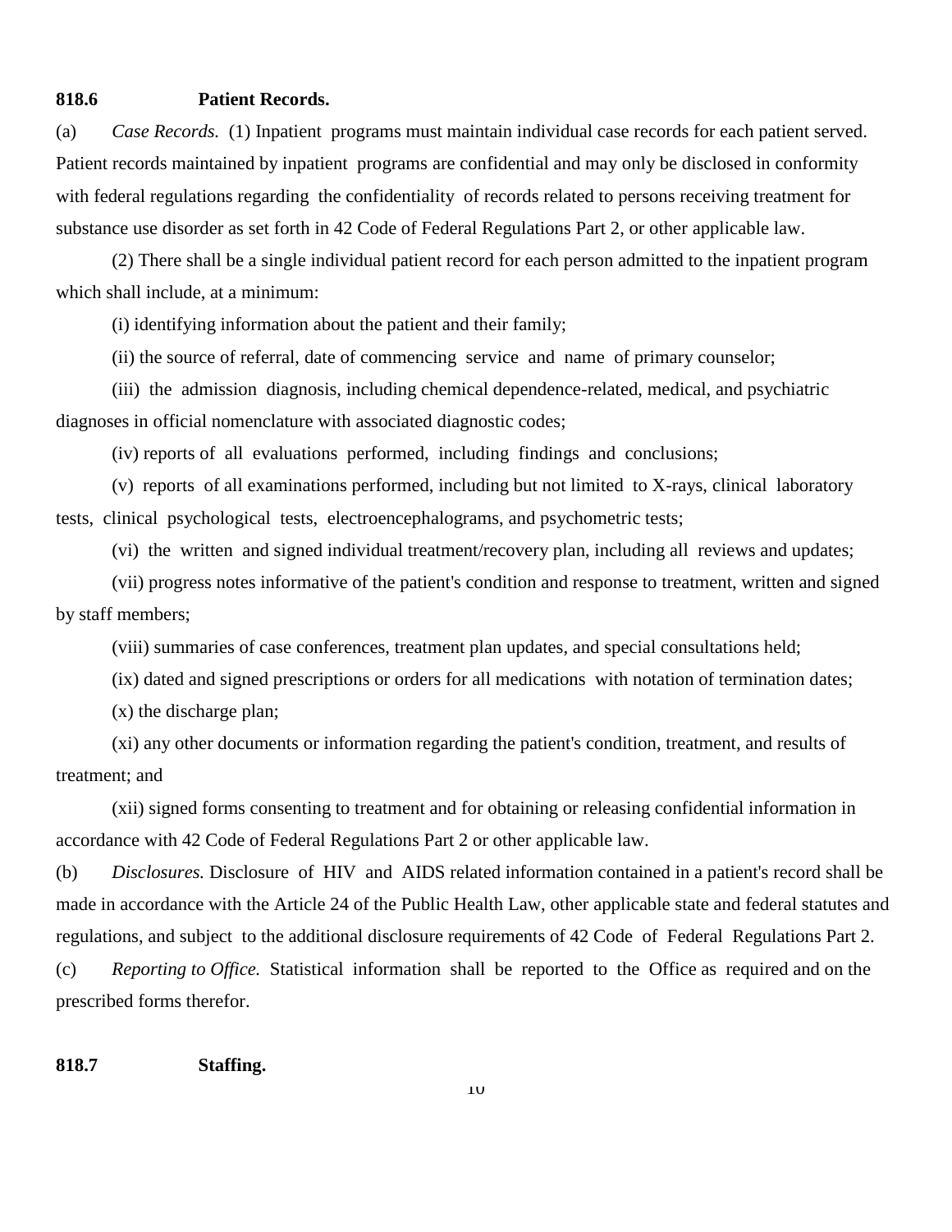**818.6 Patient Records.**

(a) *Case Records.* (1) Inpatient programs must maintain individual case records for each patient served. Patient records maintained by inpatient programs are confidential and may only be disclosed in conformity with federal regulations regarding the confidentiality of records related to persons receiving treatment for substance use disorder as set forth in 42 Code of Federal Regulations Part 2, or other applicable law.

(2) There shall be a single individual patient record for each person admitted to the inpatient program which shall include, at a minimum:

(i) identifying information about the patient and their family;

(ii) the source of referral, date of commencing service and name of primary counselor;

(iii) the admission diagnosis, including chemical dependence-related, medical, and psychiatric diagnoses in official nomenclature with associated diagnostic codes;

(iv) reports of all evaluations performed, including findings and conclusions;

(v) reports of all examinations performed, including but not limited to X-rays, clinical laboratory tests, clinical psychological tests, electroencephalograms, and psychometric tests;

(vi) the written and signed individual treatment/recovery plan, including all reviews and updates;

(vii) progress notes informative of the patient's condition and response to treatment, written and signed by staff members;

(viii) summaries of case conferences, treatment plan updates, and special consultations held;

(ix) dated and signed prescriptions or orders for all medications with notation of termination dates;

(x) the discharge plan;

(xi) any other documents or information regarding the patient's condition, treatment, and results of treatment; and

(xii) signed forms consenting to treatment and for obtaining or releasing confidential information in accordance with 42 Code of Federal Regulations Part 2 or other applicable law.

(b) *Disclosures.* Disclosure of HIV and AIDS related information contained in a patient's record shall be made in accordance with the Article 24 of the Public Health Law, other applicable state and federal statutes and regulations, and subject to the additional disclosure requirements of 42 Code of Federal Regulations Part 2.

(c) *Reporting to Office.* Statistical information shall be reported to the Office as required and on the prescribed forms therefor.

**818.7 Staffing.**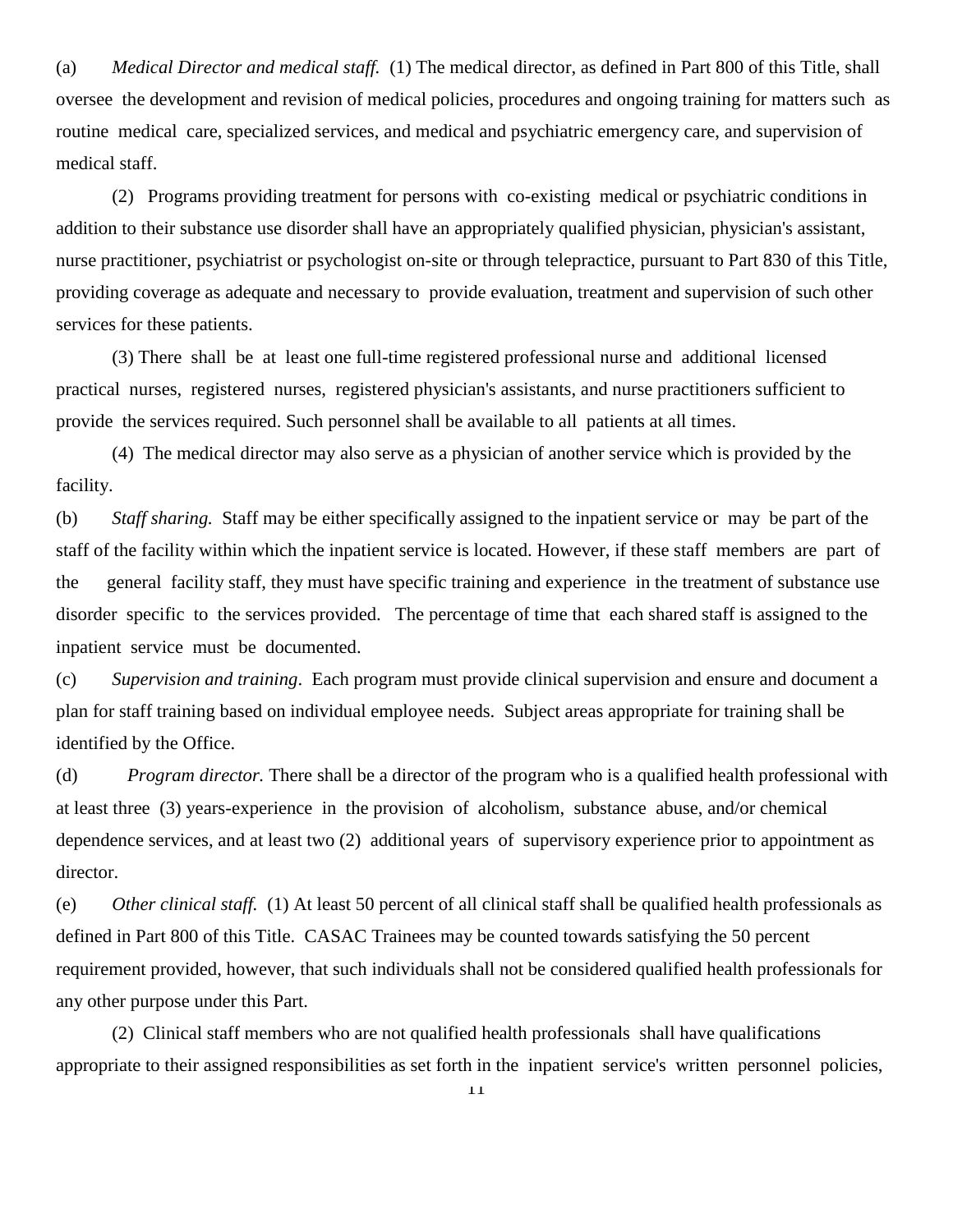(a) *Medical Director and medical staff.* (1) The medical director, as defined in Part 800 of this Title, shall oversee the development and revision of medical policies, procedures and ongoing training for matters such as routine medical care, specialized services, and medical and psychiatric emergency care, and supervision of medical staff.

(2) Programs providing treatment for persons with co-existing medical or psychiatric conditions in addition to their substance use disorder shall have an appropriately qualified physician, physician's assistant, nurse practitioner, psychiatrist or psychologist on-site or through telepractice, pursuant to Part 830 of this Title, providing coverage as adequate and necessary to provide evaluation, treatment and supervision of such other services for these patients.

(3) There shall be at least one full-time registered professional nurse and additional licensed practical nurses, registered nurses, registered physician's assistants, and nurse practitioners sufficient to provide the services required. Such personnel shall be available to all patients at all times.

(4) The medical director may also serve as a physician of another service which is provided by the facility.

(b) *Staff sharing.* Staff may be either specifically assigned to the inpatient service or may be part of the staff of the facility within which the inpatient service is located. However, if these staff members are part of the general facility staff, they must have specific training and experience in the treatment of substance use disorder specific to the services provided. The percentage of time that each shared staff is assigned to the inpatient service must be documented.

(c) *Supervision and training*. Each program must provide clinical supervision and ensure and document a plan for staff training based on individual employee needs. Subject areas appropriate for training shall be identified by the Office.

(d) *Program director.* There shall be a director of the program who is a qualified health professional with at least three (3) years-experience in the provision of alcoholism, substance abuse, and/or chemical dependence services, and at least two (2) additional years of supervisory experience prior to appointment as director.

(e) *Other clinical staff.* (1) At least 50 percent of all clinical staff shall be qualified health professionals as defined in Part 800 of this Title. CASAC Trainees may be counted towards satisfying the 50 percent requirement provided, however, that such individuals shall not be considered qualified health professionals for any other purpose under this Part.

(2) Clinical staff members who are not qualified health professionals shall have qualifications appropriate to their assigned responsibilities as set forth in the inpatient service's written personnel policies,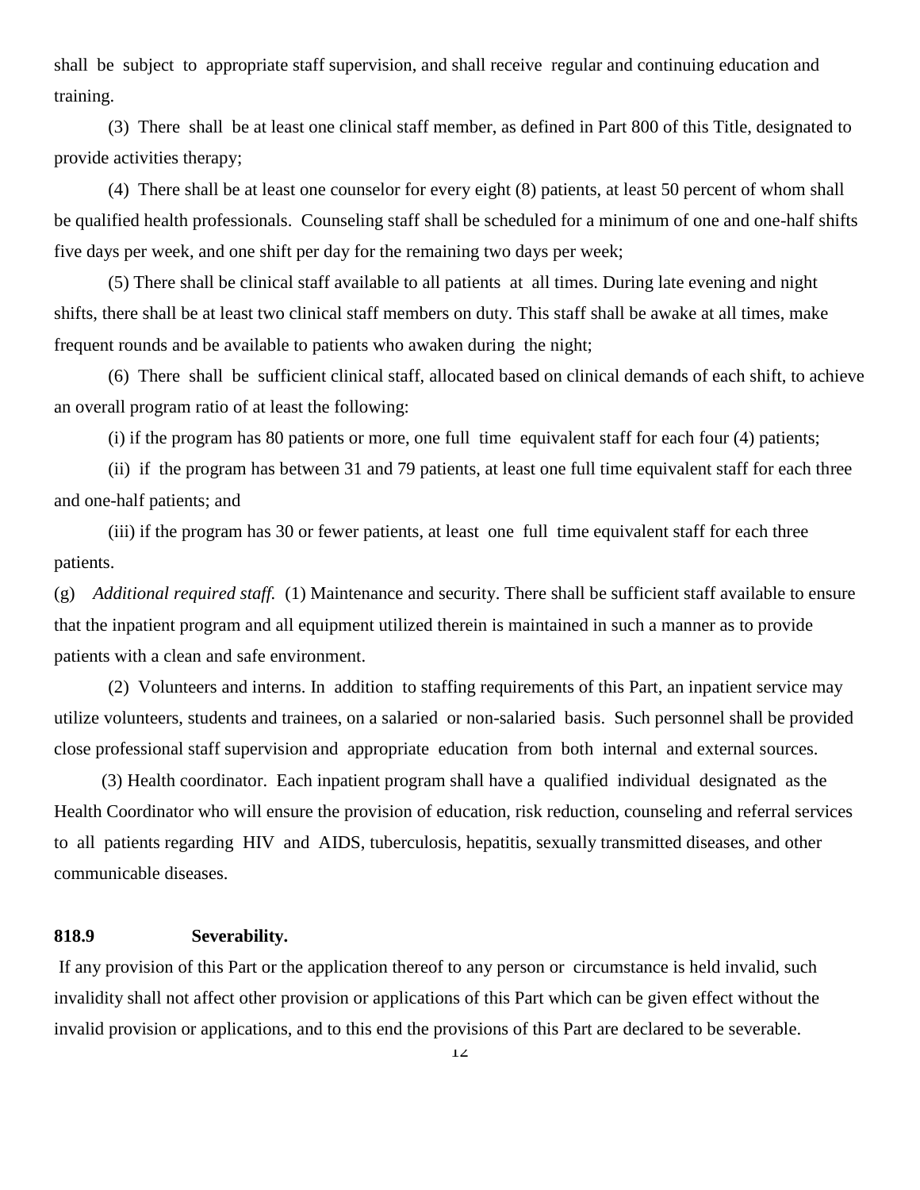shall be subject to appropriate staff supervision, and shall receive regular and continuing education and training.

(3) There shall be at least one clinical staff member, as defined in Part 800 of this Title, designated to provide activities therapy;

(4) There shall be at least one counselor for every eight (8) patients, at least 50 percent of whom shall be qualified health professionals. Counseling staff shall be scheduled for a minimum of one and one-half shifts five days per week, and one shift per day for the remaining two days per week;

(5) There shall be clinical staff available to all patients at all times. During late evening and night shifts, there shall be at least two clinical staff members on duty. This staff shall be awake at all times, make frequent rounds and be available to patients who awaken during the night;

(6) There shall be sufficient clinical staff, allocated based on clinical demands of each shift, to achieve an overall program ratio of at least the following:

(i) if the program has 80 patients or more, one full time equivalent staff for each four (4) patients;

(ii) if the program has between 31 and 79 patients, at least one full time equivalent staff for each three and one-half patients; and

(iii) if the program has 30 or fewer patients, at least one full time equivalent staff for each three patients.

(g) *Additional required staff.* (1) Maintenance and security. There shall be sufficient staff available to ensure that the inpatient program and all equipment utilized therein is maintained in such a manner as to provide patients with a clean and safe environment.

(2) Volunteers and interns. In addition to staffing requirements of this Part, an inpatient service may utilize volunteers, students and trainees, on a salaried or non-salaried basis. Such personnel shall be provided close professional staff supervision and appropriate education from both internal and external sources.

(3) Health coordinator. Each inpatient program shall have a qualified individual designated as the Health Coordinator who will ensure the provision of education, risk reduction, counseling and referral services to all patients regarding HIV and AIDS, tuberculosis, hepatitis, sexually transmitted diseases, and other communicable diseases.

**818.9 Severability.**

If any provision of this Part or the application thereof to any person or circumstance is held invalid, such invalidity shall not affect other provision or applications of this Part which can be given effect without the invalid provision or applications, and to this end the provisions of this Part are declared to be severable.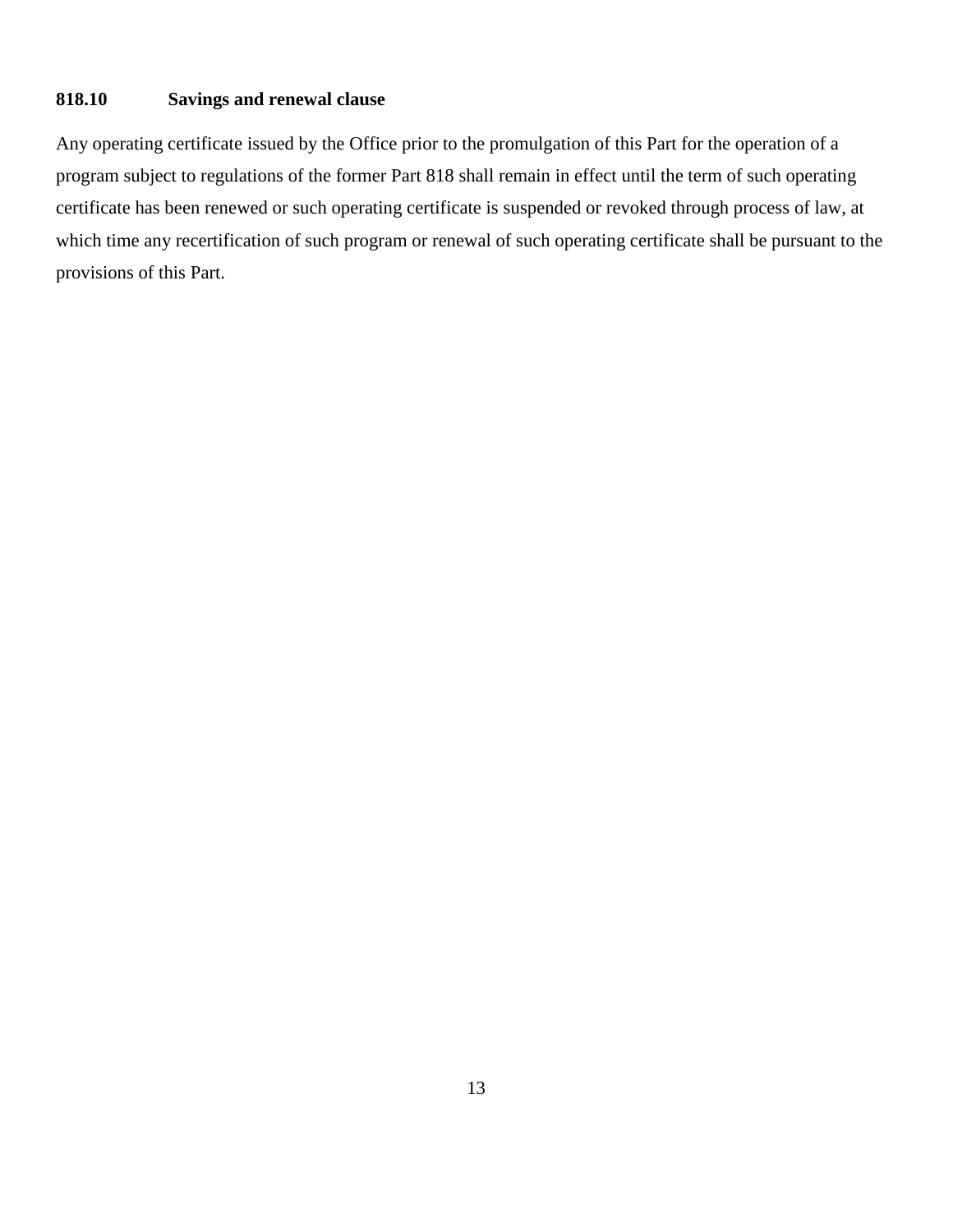**818.10 Savings and renewal clause**

Any operating certificate issued by the Office prior to the promulgation of this Part for the operation of a program subject to regulations of the former Part 818 shall remain in effect until the term of such operating certificate has been renewed or such operating certificate is suspended or revoked through process of law, at which time any recertification of such program or renewal of such operating certificate shall be pursuant to the provisions of this Part.